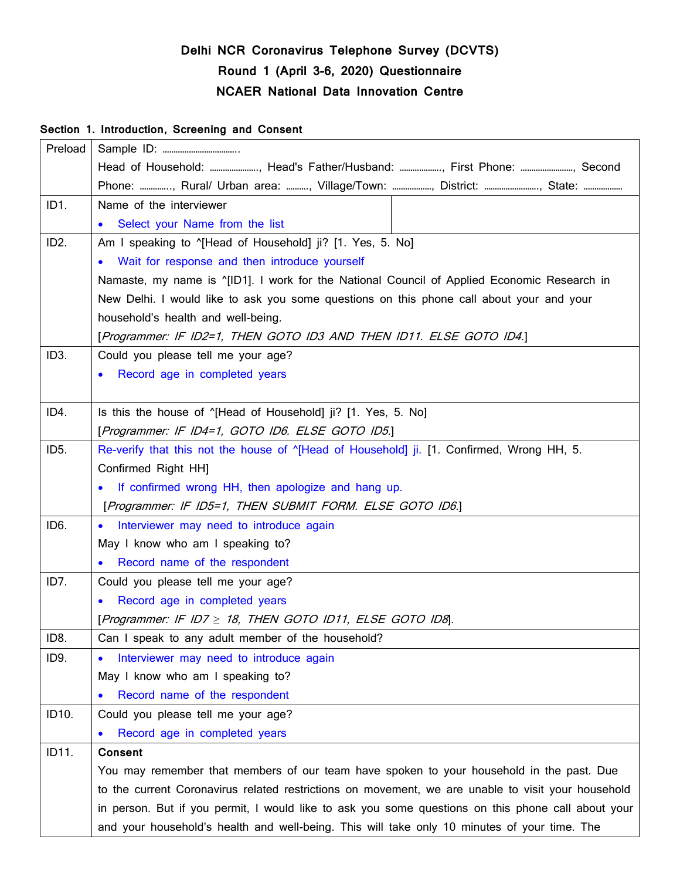# Delhi NCR Coronavirus Telephone Survey (DCVTS)
# Round 1 (April 3-6, 2020) Questionnaire
# NCAER National Data Innovation Centre

## Section 1. Introduction, Screening and Consent

| | | |
|---|---|---|
| Preload | Sample ID: …………………………….<br>Head of Household: …………………., Head's Father/Husband: ………………., First Phone: ……………………, Second Phone: …………., Rural/ Urban area: ………, Village/Town: ………………, District: ……………………., State: ……………… | |
| ID1. | Name of the interviewer<br>• Select your Name from the list | |
| ID2. | Am I speaking to ^[Head of Household] ji? [1. Yes, 5. No]<br>• Wait for response and then introduce yourself<br>Namaste, my name is ^[ID1]. I work for the National Council of Applied Economic Research in New Delhi. I would like to ask you some questions on this phone call about your and your household's health and well-being.<br>[*Programmer: IF ID2=1, THEN GOTO ID3 AND THEN ID11. ELSE GOTO ID4.*] | |
| ID3. | Could you please tell me your age?<br>• Record age in completed years | |
| ID4. | Is this the house of ^[Head of Household] ji? [1. Yes, 5. No]<br>[*Programmer: IF ID4=1, GOTO ID6. ELSE GOTO ID5.*] | |
| ID5. | Re-verify that this not the house of ^[Head of Household] ji. [1. Confirmed, Wrong HH, 5. Confirmed Right HH]<br>• If confirmed wrong HH, then apologize and hang up.<br>[*Programmer: IF ID5=1, THEN SUBMIT FORM. ELSE GOTO ID6.*] | |
| ID6. | • Interviewer may need to introduce again<br>May I know who am I speaking to?<br>• Record name of the respondent | |
| ID7. | Could you please tell me your age?<br>• Record age in completed years<br>[*Programmer: IF ID7 ≥ 18, THEN GOTO ID11, ELSE GOTO ID8*]. | |
| ID8. | Can I speak to any adult member of the household? | |
| ID9. | • Interviewer may need to introduce again<br>May I know who am I speaking to?<br>• Record name of the respondent | |
| ID10. | Could you please tell me your age?<br>• Record age in completed years | |
| ID11. | **Consent**<br>You may remember that members of our team have spoken to your household in the past. Due to the current Coronavirus related restrictions on movement, we are unable to visit your household in person. But if you permit, I would like to ask you some questions on this phone call about your and your household's health and well-being. This will take only 10 minutes of your time. The | |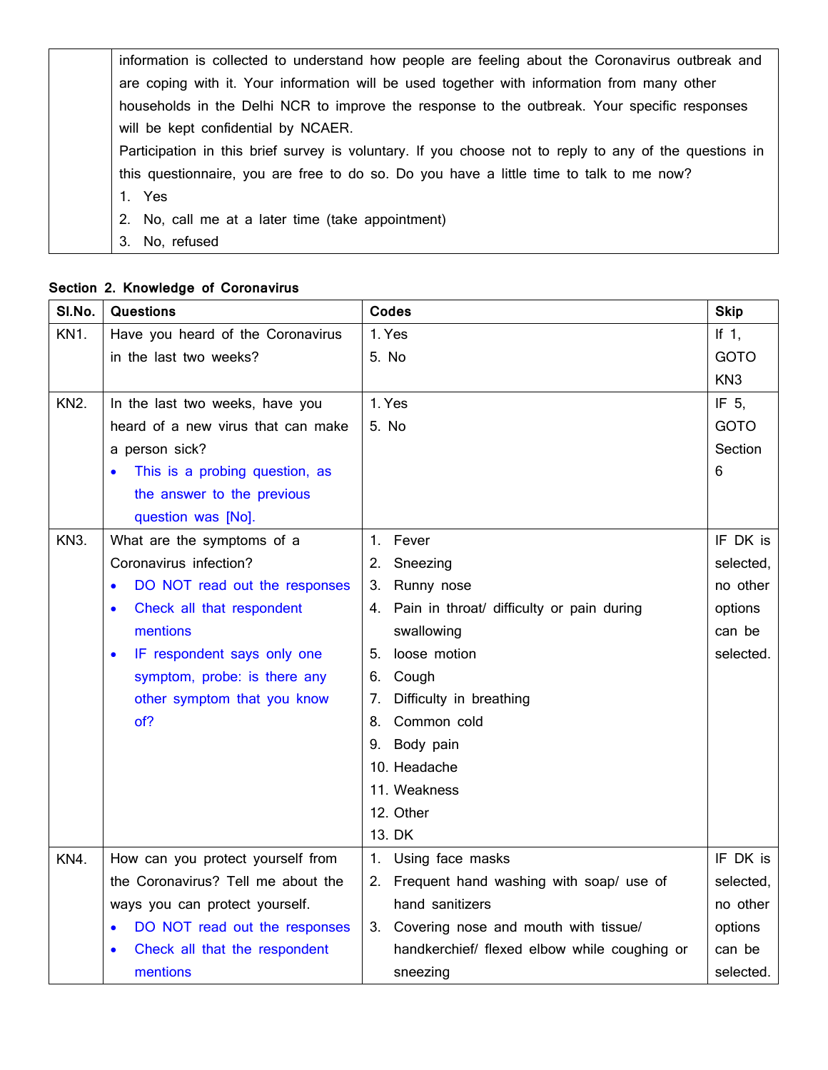| | information is collected to understand how people are feeling about the Coronavirus outbreak and are coping with it. Your information will be used together with information from many other households in the Delhi NCR to improve the response to the outbreak. Your specific responses will be kept confidential by NCAER.<br>Participation in this brief survey is voluntary. If you choose not to reply to any of the questions in this questionnaire, you are free to do so. Do you have a little time to talk to me now?<br>1. Yes<br>2. No, call me at a later time (take appointment)<br>3. No, refused |
|---|---|

**Section 2. Knowledge of Coronavirus**

| Sl.No. | Questions | Codes | Skip |
|---|---|---|---|
| KN1. | Have you heard of the Coronavirus in the last two weeks? | 1. Yes<br>5. No | If 1, GOTO KN3 |
| KN2. | In the last two weeks, have you heard of a new virus that can make a person sick?<br>• This is a probing question, as the answer to the previous question was [No]. | 1. Yes<br>5. No | IF 5, GOTO Section 6 |
| KN3. | What are the symptoms of a Coronavirus infection?<br>• DO NOT read out the responses<br>• Check all that respondent mentions<br>• IF respondent says only one symptom, probe: is there any other symptom that you know of? | 1. Fever<br>2. Sneezing<br>3. Runny nose<br>4. Pain in throat/ difficulty or pain during swallowing<br>5. loose motion<br>6. Cough<br>7. Difficulty in breathing<br>8. Common cold<br>9. Body pain<br>10. Headache<br>11. Weakness<br>12. Other<br>13. DK | IF DK is selected, no other options can be selected. |
| KN4. | How can you protect yourself from the Coronavirus? Tell me about the ways you can protect yourself.<br>• DO NOT read out the responses<br>• Check all that the respondent mentions | 1. Using face masks<br>2. Frequent hand washing with soap/ use of hand sanitizers<br>3. Covering nose and mouth with tissue/ handkerchief/ flexed elbow while coughing or sneezing | IF DK is selected, no other options can be selected. |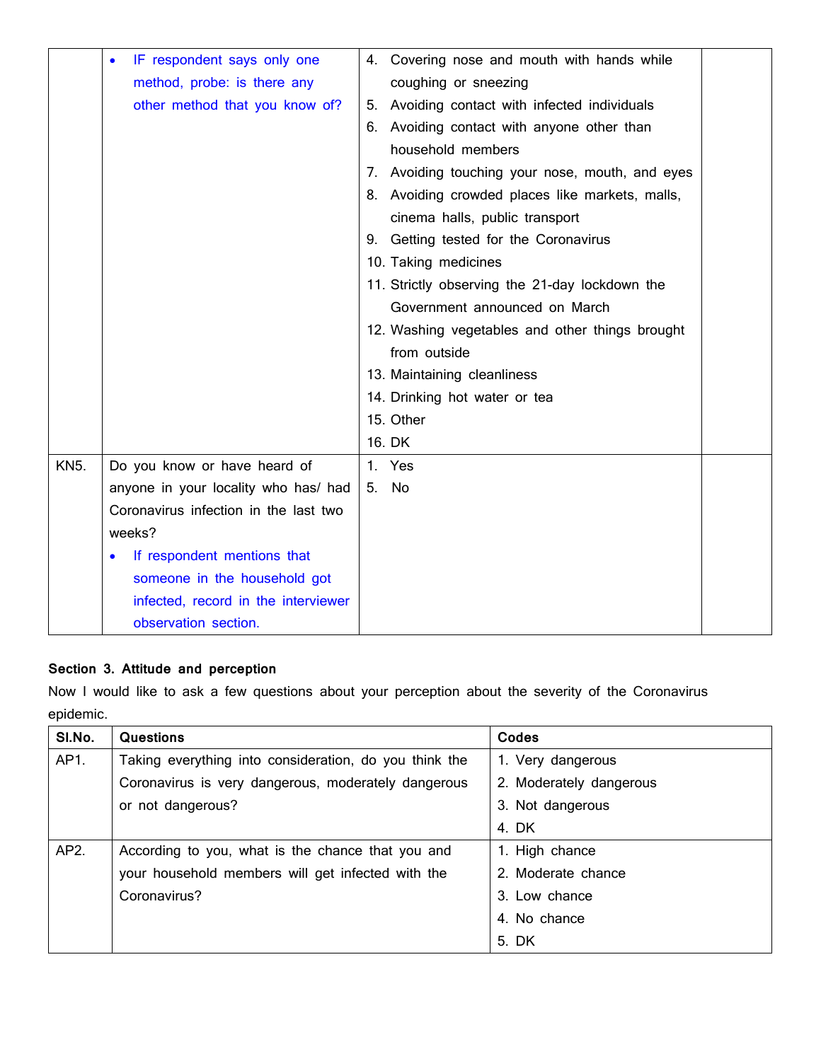|  | • IF respondent says only one method, probe: is there any other method that you know of? | 4. Covering nose and mouth with hands while coughing or sneezing<br>5. Avoiding contact with infected individuals<br>6. Avoiding contact with anyone other than household members<br>7. Avoiding touching your nose, mouth, and eyes<br>8. Avoiding crowded places like markets, malls, cinema halls, public transport<br>9. Getting tested for the Coronavirus<br>10. Taking medicines<br>11. Strictly observing the 21-day lockdown the Government announced on March<br>12. Washing vegetables and other things brought from outside<br>13. Maintaining cleanliness<br>14. Drinking hot water or tea<br>15. Other<br>16. DK |  |
|---|---|---|---|
| KN5. | Do you know or have heard of anyone in your locality who has/ had Coronavirus infection in the last two weeks?<br>• If respondent mentions that someone in the household got infected, record in the interviewer observation section. | 1. Yes<br>5. No |  |

**Section 3. Attitude and perception**

Now I would like to ask a few questions about your perception about the severity of the Coronavirus epidemic.

| Sl.No. | Questions | Codes |
|---|---|---|
| AP1. | Taking everything into consideration, do you think the Coronavirus is very dangerous, moderately dangerous or not dangerous? | 1. Very dangerous<br>2. Moderately dangerous<br>3. Not dangerous<br>4. DK |
| AP2. | According to you, what is the chance that you and your household members will get infected with the Coronavirus? | 1. High chance<br>2. Moderate chance<br>3. Low chance<br>4. No chance<br>5. DK |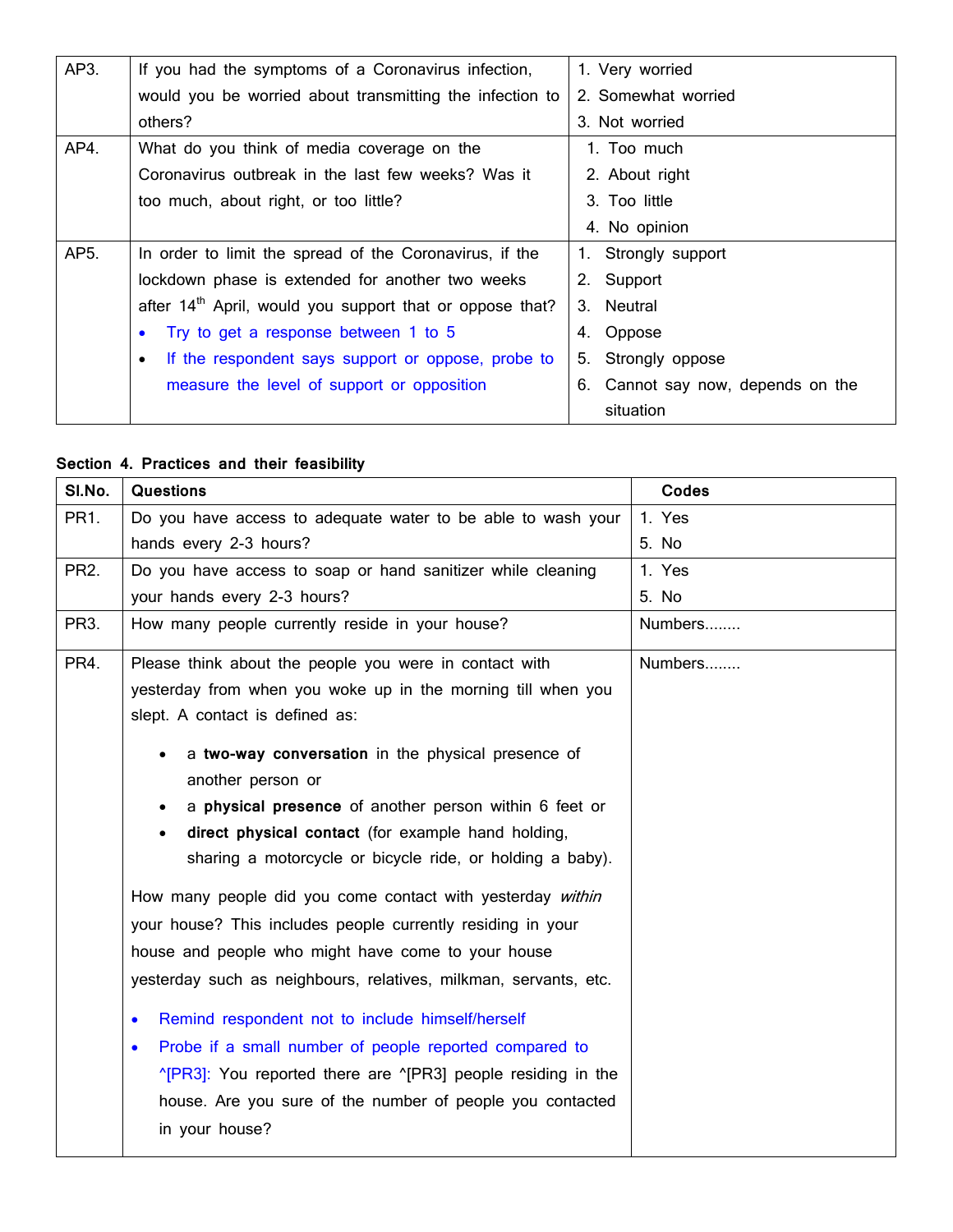| AP3. | If you had the symptoms of a Coronavirus infection, would you be worried about transmitting the infection to others? | 1. Very worried<br>2. Somewhat worried<br>3. Not worried |
|---|---|---|
| AP4. | What do you think of media coverage on the Coronavirus outbreak in the last few weeks? Was it too much, about right, or too little? | 1. Too much<br>2. About right<br>3. Too little<br>4. No opinion |
| AP5. | In order to limit the spread of the Coronavirus, if the lockdown phase is extended for another two weeks after 14th April, would you support that or oppose that?<br>• Try to get a response between 1 to 5<br>• If the respondent says support or oppose, probe to measure the level of support or opposition | 1. Strongly support<br>2. Support<br>3. Neutral<br>4. Oppose<br>5. Strongly oppose<br>6. Cannot say now, depends on the situation |

**Section 4. Practices and their feasibility**

| Sl.No. | Questions | Codes |
|---|---|---|
| PR1. | Do you have access to adequate water to be able to wash your hands every 2-3 hours? | 1. Yes<br>5. No |
| PR2. | Do you have access to soap or hand sanitizer while cleaning your hands every 2-3 hours? | 1. Yes<br>5. No |
| PR3. | How many people currently reside in your house? | Numbers........ |
| PR4. | Please think about the people you were in contact with yesterday from when you woke up in the morning till when you slept. A contact is defined as:<br>• a **two-way conversation** in the physical presence of another person or<br>• a **physical presence** of another person within 6 feet or<br>• **direct physical contact** (for example hand holding, sharing a motorcycle or bicycle ride, or holding a baby).<br>How many people did you come contact with yesterday *within* your house? This includes people currently residing in your house and people who might have come to your house yesterday such as neighbours, relatives, milkman, servants, etc.<br>• Remind respondent not to include himself/herself<br>• Probe if a small number of people reported compared to ^[PR3]: You reported there are ^[PR3] people residing in the house. Are you sure of the number of people you contacted in your house? | Numbers........ |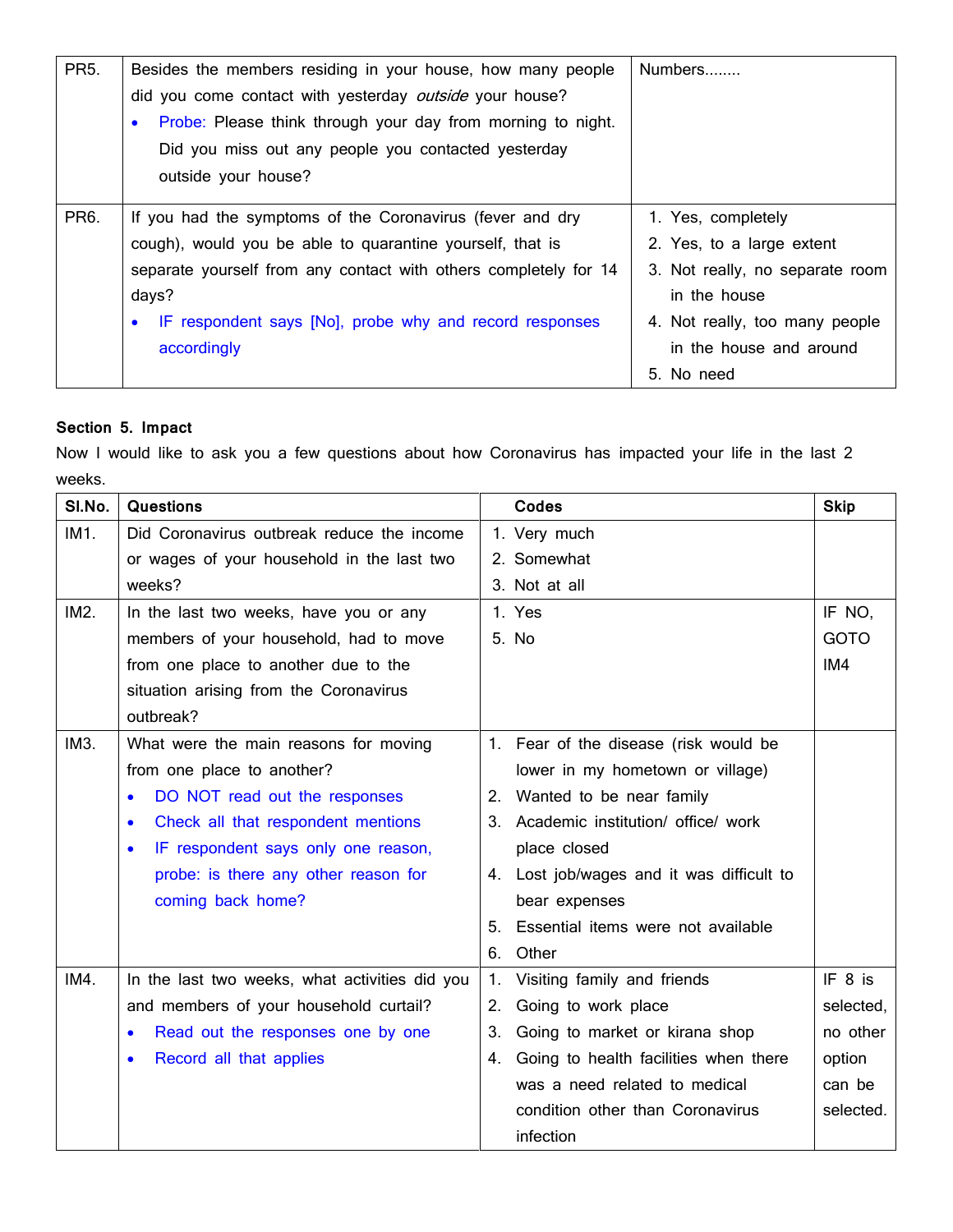| | | |
|---|---|---|
| PR5. | Besides the members residing in your house, how many people did you come contact with yesterday *outside* your house?<br>• Probe: Please think through your day from morning to night. Did you miss out any people you contacted yesterday outside your house? | Numbers........ |
| PR6. | If you had the symptoms of the Coronavirus (fever and dry cough), would you be able to quarantine yourself, that is separate yourself from any contact with others completely for 14 days?<br>• IF respondent says [No], probe why and record responses accordingly | 1. Yes, completely<br>2. Yes, to a large extent<br>3. Not really, no separate room in the house<br>4. Not really, too many people in the house and around<br>5. No need |

**Section 5. Impact**

Now I would like to ask you a few questions about how Coronavirus has impacted your life in the last 2 weeks.

| Sl.No. | Questions | Codes | Skip |
|---|---|---|---|
| IM1. | Did Coronavirus outbreak reduce the income or wages of your household in the last two weeks? | 1. Very much<br>2. Somewhat<br>3. Not at all | |
| IM2. | In the last two weeks, have you or any members of your household, had to move from one place to another due to the situation arising from the Coronavirus outbreak? | 1. Yes<br>5. No | IF NO, GOTO IM4 |
| IM3. | What were the main reasons for moving from one place to another?<br>• DO NOT read out the responses<br>• Check all that respondent mentions<br>• IF respondent says only one reason, probe: is there any other reason for coming back home? | 1. Fear of the disease (risk would be lower in my hometown or village)<br>2. Wanted to be near family<br>3. Academic institution/ office/ work place closed<br>4. Lost job/wages and it was difficult to bear expenses<br>5. Essential items were not available<br>6. Other | |
| IM4. | In the last two weeks, what activities did you and members of your household curtail?<br>• Read out the responses one by one<br>• Record all that applies | 1. Visiting family and friends<br>2. Going to work place<br>3. Going to market or kirana shop<br>4. Going to health facilities when there was a need related to medical condition other than Coronavirus infection | IF 8 is selected, no other option can be selected. |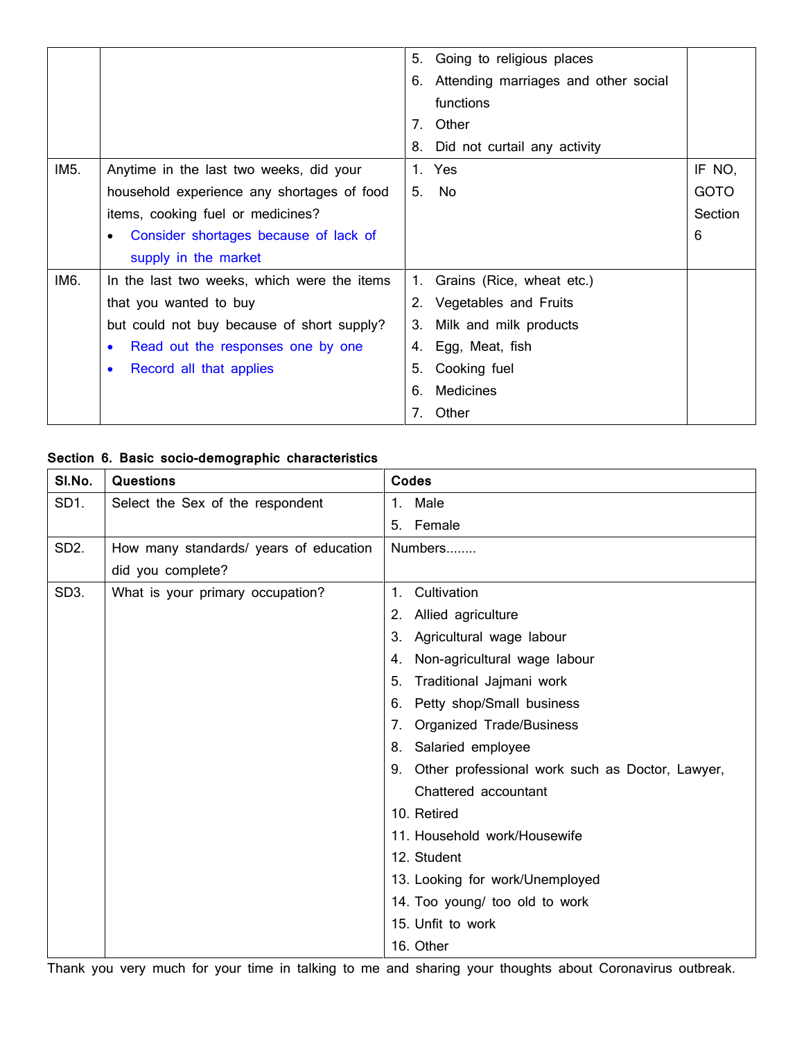| | | | |
|---|---|---|---|
| | | 5. Going to religious places<br>6. Attending marriages and other social functions<br>7. Other<br>8. Did not curtail any activity | |
| IM5. | Anytime in the last two weeks, did your household experience any shortages of food items, cooking fuel or medicines?<br>• Consider shortages because of lack of supply in the market | 1. Yes<br>5. No | IF NO, GOTO Section 6 |
| IM6. | In the last two weeks, which were the items that you wanted to buy but could not buy because of short supply?<br>• Read out the responses one by one<br>• Record all that applies | 1. Grains (Rice, wheat etc.)<br>2. Vegetables and Fruits<br>3. Milk and milk products<br>4. Egg, Meat, fish<br>5. Cooking fuel<br>6. Medicines<br>7. Other | |

**Section 6. Basic socio-demographic characteristics**

| Sl.No. | Questions | Codes |
|---|---|---|
| SD1. | Select the Sex of the respondent | 1. Male<br>5. Female |
| SD2. | How many standards/ years of education did you complete? | Numbers........ |
| SD3. | What is your primary occupation? | 1. Cultivation<br>2. Allied agriculture<br>3. Agricultural wage labour<br>4. Non-agricultural wage labour<br>5. Traditional Jajmani work<br>6. Petty shop/Small business<br>7. Organized Trade/Business<br>8. Salaried employee<br>9. Other professional work such as Doctor, Lawyer, Chattered accountant<br>10. Retired<br>11. Household work/Housewife<br>12. Student<br>13. Looking for work/Unemployed<br>14. Too young/ too old to work<br>15. Unfit to work<br>16. Other |

Thank you very much for your time in talking to me and sharing your thoughts about Coronavirus outbreak.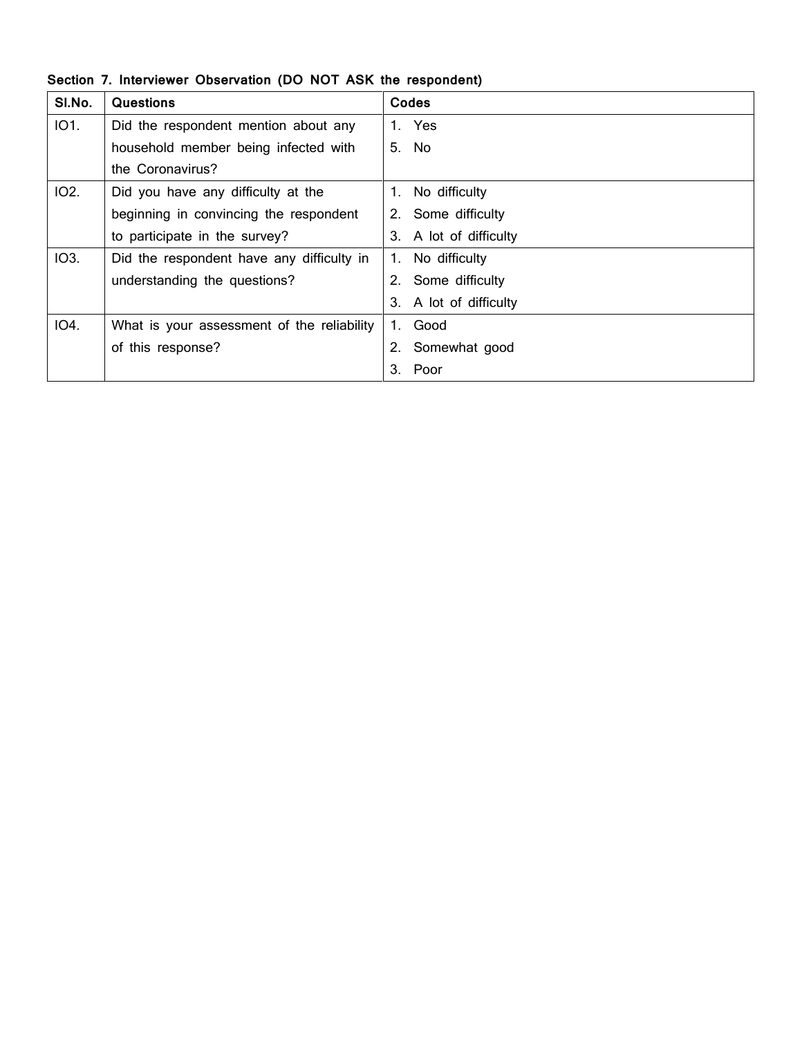**Section 7. Interviewer Observation (DO NOT ASK the respondent)**

| Sl.No. | Questions | Codes |
|---|---|---|
| IO1. | Did the respondent mention about any household member being infected with the Coronavirus? | 1. Yes<br>5. No |
| IO2. | Did you have any difficulty at the beginning in convincing the respondent to participate in the survey? | 1. No difficulty<br>2. Some difficulty<br>3. A lot of difficulty |
| IO3. | Did the respondent have any difficulty in understanding the questions? | 1. No difficulty<br>2. Some difficulty<br>3. A lot of difficulty |
| IO4. | What is your assessment of the reliability of this response? | 1. Good<br>2. Somewhat good<br>3. Poor |